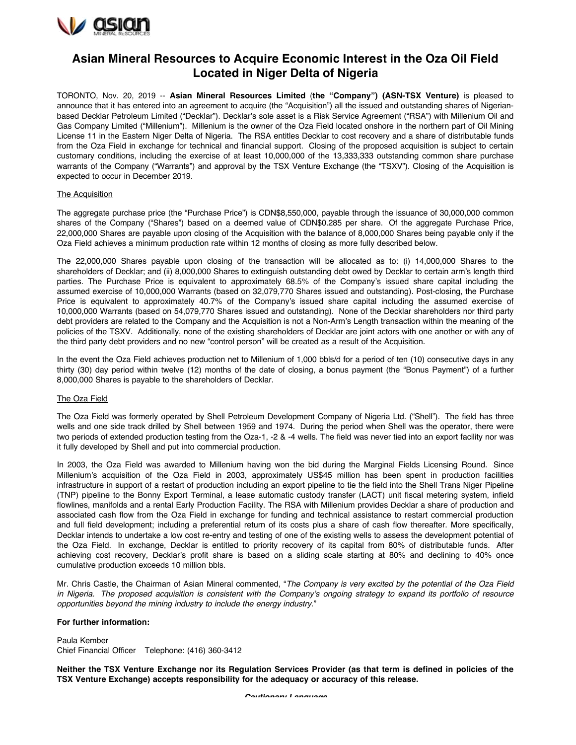# Asian Mineral Resources to Acquire Economic Interest in the Oza Oil Field Located in Niger Delta of Nigeria

TORONTO, Nov. 20, 2019 -- **Asian Mineral Resources Limited** (**the "Company") (ASN-TSX Venture)** is pleased to announce that it has entered into an agreement to acquire (the "Acquisition") all the issued and outstanding shares of Nigerian-based Decklar Petroleum Limited ("Decklar"). Decklar's sole asset is a Risk Service Agreement ("RSA") with Millenium Oil and Gas Company Limited ("Millenium"). Millenium is the owner of the Oza Field located onshore in the northern part of Oil Mining License 11 in the Eastern Niger Delta of Nigeria. The RSA entitles Decklar to cost recovery and a share of distributable funds from the Oza Field in exchange for technical and financial support. Closing of the proposed acquisition is subject to certain customary conditions, including the exercise of at least 10,000,000 of the 13,333,333 outstanding common share purchase warrants of the Company ("Warrants") and approval by the TSX Venture Exchange (the "TSXV"). Closing of the Acquisition is expected to occur in December 2019.

## The Acquisition

The aggregate purchase price (the "Purchase Price") is CDN$8,550,000, payable through the issuance of 30,000,000 common shares of the Company ("Shares") based on a deemed value of CDN$0.285 per share. Of the aggregate Purchase Price, 22,000,000 Shares are payable upon closing of the Acquisition with the balance of 8,000,000 Shares being payable only if the Oza Field achieves a minimum production rate within 12 months of closing as more fully described below.

The 22,000,000 Shares payable upon closing of the transaction will be allocated as to: (i) 14,000,000 Shares to the shareholders of Decklar; and (ii) 8,000,000 Shares to extinguish outstanding debt owed by Decklar to certain arm's length third parties. The Purchase Price is equivalent to approximately 68.5% of the Company's issued share capital including the assumed exercise of 10,000,000 Warrants (based on 32,079,770 Shares issued and outstanding). Post-closing, the Purchase Price is equivalent to approximately 40.7% of the Company's issued share capital including the assumed exercise of 10,000,000 Warrants (based on 54,079,770 Shares issued and outstanding). None of the Decklar shareholders nor third party debt providers are related to the Company and the Acquisition is not a Non-Arm's Length transaction within the meaning of the policies of the TSXV. Additionally, none of the existing shareholders of Decklar are joint actors with one another or with any of the third party debt providers and no new "control person" will be created as a result of the Acquisition.

In the event the Oza Field achieves production net to Millenium of 1,000 bbls/d for a period of ten (10) consecutive days in any thirty (30) day period within twelve (12) months of the date of closing, a bonus payment (the "Bonus Payment") of a further 8,000,000 Shares is payable to the shareholders of Decklar.

## The Oza Field

The Oza Field was formerly operated by Shell Petroleum Development Company of Nigeria Ltd. ("Shell"). The field has three wells and one side track drilled by Shell between 1959 and 1974. During the period when Shell was the operator, there were two periods of extended production testing from the Oza-1, -2 & -4 wells. The field was never tied into an export facility nor was it fully developed by Shell and put into commercial production.

In 2003, the Oza Field was awarded to Millenium having won the bid during the Marginal Fields Licensing Round. Since Millenium's acquisition of the Oza Field in 2003, approximately US$45 million has been spent in production facilities infrastructure in support of a restart of production including an export pipeline to tie the field into the Shell Trans Niger Pipeline (TNP) pipeline to the Bonny Export Terminal, a lease automatic custody transfer (LACT) unit fiscal metering system, infield flowlines, manifolds and a rental Early Production Facility. The RSA with Millenium provides Decklar a share of production and associated cash flow from the Oza Field in exchange for funding and technical assistance to restart commercial production and full field development; including a preferential return of its costs plus a share of cash flow thereafter. More specifically, Decklar intends to undertake a low cost re-entry and testing of one of the existing wells to assess the development potential of the Oza Field. In exchange, Decklar is entitled to priority recovery of its capital from 80% of distributable funds. After achieving cost recovery, Decklar's profit share is based on a sliding scale starting at 80% and declining to 40% once cumulative production exceeds 10 million bbls.

Mr. Chris Castle, the Chairman of Asian Mineral commented, "*The Company is very excited by the potential of the Oza Field in Nigeria. The proposed acquisition is consistent with the Company's ongoing strategy to expand its portfolio of resource opportunities beyond the mining industry to include the energy industry*."

**For further information:**

Paula Kember
Chief Financial Officer Telephone: (416) 360-3412

**Neither the TSX Venture Exchange nor its Regulation Services Provider (as that term is defined in policies of the TSX Venture Exchange) accepts responsibility for the adequacy or accuracy of this release.**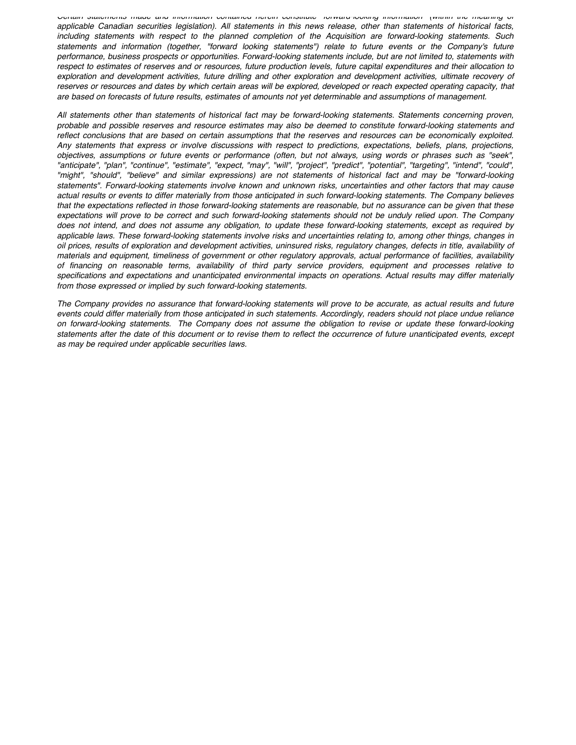*Certain statements made and information contained herein constitute "forward-looking information" (within the meaning of applicable Canadian securities legislation). All statements in this news release, other than statements of historical facts, including statements with respect to the planned completion of the Acquisition are forward-looking statements. Such statements and information (together, "forward looking statements") relate to future events or the Company's future performance, business prospects or opportunities. Forward-looking statements include, but are not limited to, statements with respect to estimates of reserves and or resources, future production levels, future capital expenditures and their allocation to exploration and development activities, future drilling and other exploration and development activities, ultimate recovery of reserves or resources and dates by which certain areas will be explored, developed or reach expected operating capacity, that are based on forecasts of future results, estimates of amounts not yet determinable and assumptions of management.*

*All statements other than statements of historical fact may be forward-looking statements. Statements concerning proven, probable and possible reserves and resource estimates may also be deemed to constitute forward-looking statements and reflect conclusions that are based on certain assumptions that the reserves and resources can be economically exploited. Any statements that express or involve discussions with respect to predictions, expectations, beliefs, plans, projections, objectives, assumptions or future events or performance (often, but not always, using words or phrases such as "seek", "anticipate", "plan", "continue", "estimate", "expect, "may", "will", "project", "predict", "potential", "targeting", "intend", "could", "might", "should", "believe" and similar expressions) are not statements of historical fact and may be "forward-looking statements". Forward-looking statements involve known and unknown risks, uncertainties and other factors that may cause actual results or events to differ materially from those anticipated in such forward-looking statements. The Company believes that the expectations reflected in those forward-looking statements are reasonable, but no assurance can be given that these expectations will prove to be correct and such forward-looking statements should not be unduly relied upon. The Company does not intend, and does not assume any obligation, to update these forward-looking statements, except as required by applicable laws. These forward-looking statements involve risks and uncertainties relating to, among other things, changes in oil prices, results of exploration and development activities, uninsured risks, regulatory changes, defects in title, availability of materials and equipment, timeliness of government or other regulatory approvals, actual performance of facilities, availability of financing on reasonable terms, availability of third party service providers, equipment and processes relative to specifications and expectations and unanticipated environmental impacts on operations. Actual results may differ materially from those expressed or implied by such forward-looking statements.*

*The Company provides no assurance that forward-looking statements will prove to be accurate, as actual results and future events could differ materially from those anticipated in such statements. Accordingly, readers should not place undue reliance on forward-looking statements. The Company does not assume the obligation to revise or update these forward-looking statements after the date of this document or to revise them to reflect the occurrence of future unanticipated events, except as may be required under applicable securities laws.*